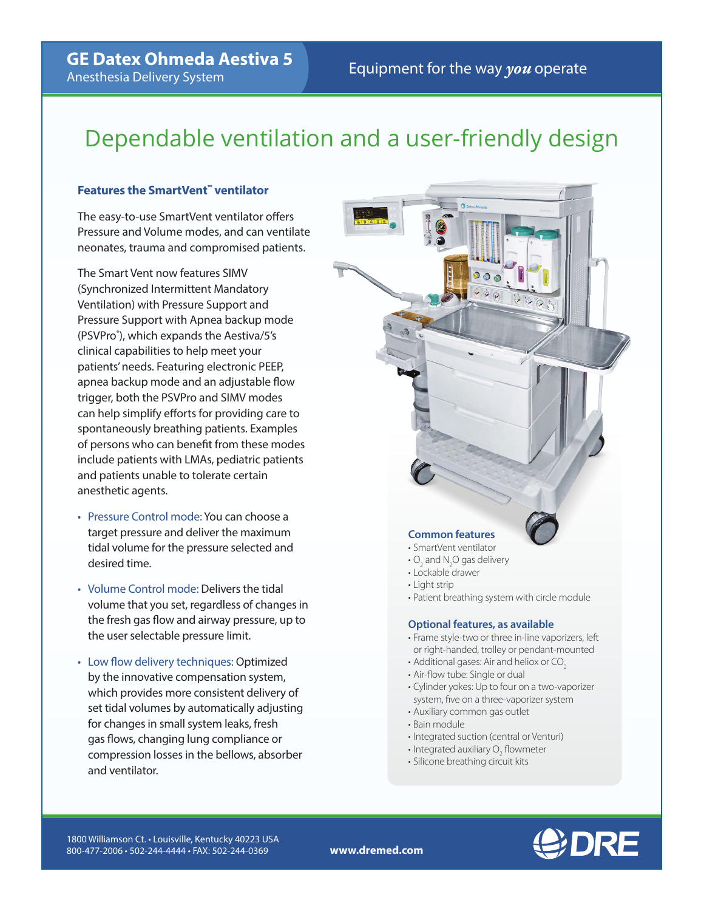# GE Datex Ohmeda Aestiva 5

Anesthesia Delivery System

Equipment for the way *you* operate

## Dependable ventilation and a user-friendly design

### Features the SmartVent™ ventilator

The easy-to-use SmartVent ventilator offers Pressure and Volume modes, and can ventilate neonates, trauma and compromised patients.

The Smart Vent now features SIMV (Synchronized Intermittent Mandatory Ventilation) with Pressure Support and Pressure Support with Apnea backup mode (PSVPro®), which expands the Aestiva/5's clinical capabilities to help meet your patients' needs. Featuring electronic PEEP, apnea backup mode and an adjustable flow trigger, both the PSVPro and SIMV modes can help simplify efforts for providing care to spontaneously breathing patients. Examples of persons who can benefit from these modes include patients with LMAs, pediatric patients and patients unable to tolerate certain anesthetic agents.

- Pressure Control mode: You can choose a target pressure and deliver the maximum tidal volume for the pressure selected and desired time.
- Volume Control mode: Delivers the tidal volume that you set, regardless of changes in the fresh gas flow and airway pressure, up to the user selectable pressure limit.
- Low flow delivery techniques: Optimized by the innovative compensation system, which provides more consistent delivery of set tidal volumes by automatically adjusting for changes in small system leaks, fresh gas flows, changing lung compliance or compression losses in the bellows, absorber and ventilator.

### Common features

- SmartVent ventilator
- $O_2$ and $N_2O$ gas delivery
- Lockable drawer
- Light strip
- Patient breathing system with circle module

### Optional features, as available

- Frame style-two or three in-line vaporizers, left or right-handed, trolley or pendant-mounted
- Additional gases: Air and heliox or $CO_2$
- Air-flow tube: Single or dual
- Cylinder yokes: Up to four on a two-vaporizer system, five on a three-vaporizer system
- Auxiliary common gas outlet
- Bain module
- Integrated suction (central or Venturi)
- Integrated auxiliary $O_2$ flowmeter
- Silicone breathing circuit kits

1800 Williamson Ct. • Louisville, Kentucky 40223 USA
800-477-2006 • 502-244-4444 • FAX: 502-244-0369

www.dremed.com

DRE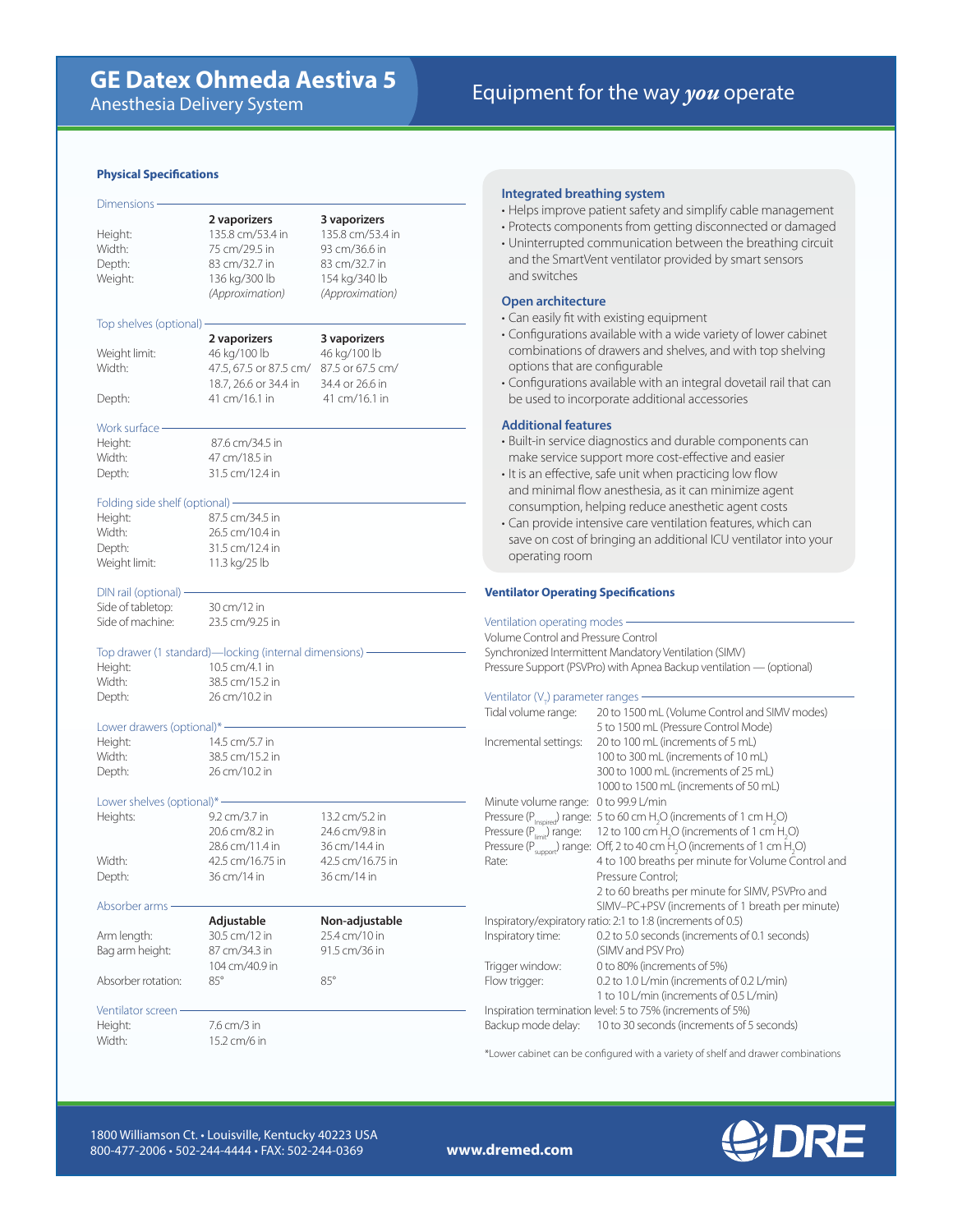# GE Datex Ohmeda Aestiva 5

Anesthesia Delivery System

Equipment for the way *you* operate

## Physical Specifications

### Dimensions

| | 2 vaporizers | 3 vaporizers |
|---|---|---|
| Height: | 135.8 cm/53.4 in | 135.8 cm/53.4 in |
| Width: | 75 cm/29.5 in | 93 cm/36.6 in |
| Depth: | 83 cm/32.7 in | 83 cm/32.7 in |
| Weight: | 136 kg/300 lb *(Approximation)* | 154 kg/340 lb *(Approximation)* |

### Top shelves (optional)

| | 2 vaporizers | 3 vaporizers |
|---|---|---|
| Weight limit: | 46 kg/100 lb | 46 kg/100 lb |
| Width: | 47.5, 67.5 or 87.5 cm/ 18.7, 26.6 or 34.4 in | 87.5 or 67.5 cm/ 34.4 or 26.6 in |
| Depth: | 41 cm/16.1 in | 41 cm/16.1 in |

### Work surface

| | |
|---|---|
| Height: | 87.6 cm/34.5 in |
| Width: | 47 cm/18.5 in |
| Depth: | 31.5 cm/12.4 in |

### Folding side shelf (optional)

| | |
|---|---|
| Height: | 87.5 cm/34.5 in |
| Width: | 26.5 cm/10.4 in |
| Depth: | 31.5 cm/12.4 in |
| Weight limit: | 11.3 kg/25 lb |

### DIN rail (optional)

| | |
|---|---|
| Side of tabletop: | 30 cm/12 in |
| Side of machine: | 23.5 cm/9.25 in |

### Top drawer (1 standard)—locking (internal dimensions)

| | |
|---|---|
| Height: | 10.5 cm/4.1 in |
| Width: | 38.5 cm/15.2 in |
| Depth: | 26 cm/10.2 in |

### Lower drawers (optional)*

| | |
|---|---|
| Height: | 14.5 cm/5.7 in |
| Width: | 38.5 cm/15.2 in |
| Depth: | 26 cm/10.2 in |

### Lower shelves (optional)*

| | | |
|---|---|---|
| Heights: | 9.2 cm/3.7 in | 13.2 cm/5.2 in |
| | 20.6 cm/8.2 in | 24.6 cm/9.8 in |
| | 28.6 cm/11.4 in | 36 cm/14.4 in |
| Width: | 42.5 cm/16.75 in | 42.5 cm/16.75 in |
| Depth: | 36 cm/14 in | 36 cm/14 in |

### Absorber arms

| | Adjustable | Non-adjustable |
|---|---|---|
| Arm length: | 30.5 cm/12 in | 25.4 cm/10 in |
| Bag arm height: | 87 cm/34.3 in; 104 cm/40.9 in | 91.5 cm/36 in |
| Absorber rotation: | 85° | 85° |

### Ventilator screen

| | |
|---|---|
| Height: | 7.6 cm/3 in |
| Width: | 15.2 cm/6 in |

### Integrated breathing system

- Helps improve patient safety and simplify cable management
- Protects components from getting disconnected or damaged
- Uninterrupted communication between the breathing circuit and the SmartVent ventilator provided by smart sensors and switches

### Open architecture

- Can easily fit with existing equipment
- Configurations available with a wide variety of lower cabinet combinations of drawers and shelves, and with top shelving options that are configurable
- Configurations available with an integral dovetail rail that can be used to incorporate additional accessories

### Additional features

- Built-in service diagnostics and durable components can make service support more cost-effective and easier
- It is an effective, safe unit when practicing low flow and minimal flow anesthesia, as it can minimize agent consumption, helping reduce anesthetic agent costs
- Can provide intensive care ventilation features, which can save on cost of bringing an additional ICU ventilator into your operating room

## Ventilator Operating Specifications

### Ventilation operating modes

Volume Control and Pressure Control
Synchronized Intermittent Mandatory Ventilation (SIMV)
Pressure Support (PSVPro) with Apnea Backup ventilation — (optional)

### Ventilator ($V_t$) parameter ranges

| | |
|---|---|
| Tidal volume range: | 20 to 1500 mL (Volume Control and SIMV modes); 5 to 1500 mL (Pressure Control Mode) |
| Incremental settings: | 20 to 100 mL (increments of 5 mL); 100 to 300 mL (increments of 10 mL); 300 to 1000 mL (increments of 25 mL); 1000 to 1500 mL (increments of 50 mL) |
| Minute volume range: | 0 to 99.9 L/min |
| Pressure ($P_{inspired}$) range: | 5 to 60 cm $H_2O$ (increments of 1 cm $H_2O$) |
| Pressure ($P_{limit}$) range: | 12 to 100 cm $H_2O$ (increments of 1 cm $H_2O$) |
| Pressure ($P_{support}$) range: | Off, 2 to 40 cm $H_2O$ (increments of 1 cm $H_2O$) |
| Rate: | 4 to 100 breaths per minute for Volume Control and Pressure Control; 2 to 60 breaths per minute for SIMV, PSVPro and SIMV–PC+PSV (increments of 1 breath per minute) |
| Inspiratory/expiratory ratio: | 2:1 to 1:8 (increments of 0.5) |
| Inspiratory time: | 0.2 to 5.0 seconds (increments of 0.1 seconds) (SIMV and PSV Pro) |
| Trigger window: | 0 to 80% (increments of 5%) |
| Flow trigger: | 0.2 to 1.0 L/min (increments of 0.2 L/min); 1 to 10 L/min (increments of 0.5 L/min) |
| Inspiration termination level: | 5 to 75% (increments of 5%) |
| Backup mode delay: | 10 to 30 seconds (increments of 5 seconds) |

*Lower cabinet can be configured with a variety of shelf and drawer combinations

1800 Williamson Ct. • Louisville, Kentucky 40223 USA
800-477-2006 • 502-244-4444 • FAX: 502-244-0369

**www.dremed.com**

DRE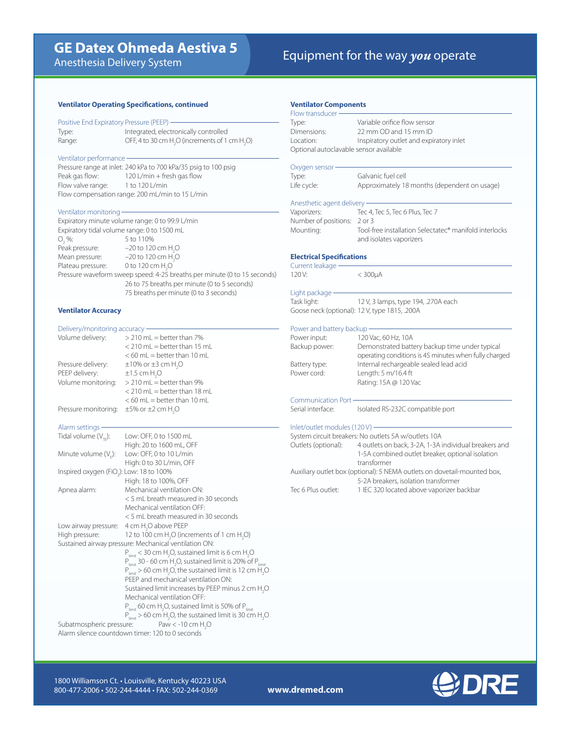## Ventilator Operating Specifications, continued

### Positive End Expiratory Pressure (PEEP)

| | |
|---|---|
| Type: | Integrated, electronically controlled |
| Range: | OFF, 4 to 30 cm $H_2O$ (increments of 1 cm $H_2O$) |

### Ventilator performance

Pressure range at inlet: 240 kPa to 700 kPa/35 psig to 100 psig

| | |
|---|---|
| Peak gas flow: | 120 L/min + fresh gas flow |
| Flow valve range: | 1 to 120 L/min |

Flow compensation range: 200 mL/min to 15 L/min

### Ventilator monitoring

Expiratory minute volume range: 0 to 99.9 L/min

Expiratory tidal volume range: 0 to 1500 mL

| | |
|---|---|
| $O_2$ %: | 5 to 110% |
| Peak pressure: | –20 to 120 cm $H_2O$ |
| Mean pressure: | –20 to 120 cm $H_2O$ |
| Plateau pressure: | 0 to 120 cm $H_2O$ |

Pressure waveform sweep speed: 4-25 breaths per minute (0 to 15 seconds)
26 to 75 breaths per minute (0 to 5 seconds)
75 breaths per minute (0 to 3 seconds)

## Ventilator Accuracy

### Delivery/monitoring accuracy

| | |
|---|---|
| Volume delivery: | > 210 mL = better than 7% |
| | < 210 mL = better than 15 mL |
| | < 60 mL = better than 10 mL |
| Pressure delivery: | ±10% or ±3 cm $H_2O$ |
| PEEP delivery: | ±1.5 cm $H_2O$ |
| Volume monitoring: | > 210 mL = better than 9% |
| | < 210 mL = better than 18 mL |
| | < 60 mL = better than 10 mL |
| Pressure monitoring: | ±5% or ±2 cm $H_2O$ |

### Alarm settings

| | |
|---|---|
| Tidal volume ($V_{TE}$): | Low: OFF, 0 to 1500 mL |
| | High: 20 to 1600 mL, OFF |
| Minute volume ($V_E$): | Low: OFF, 0 to 10 L/min |
| | High: 0 to 30 L/min, OFF |
| Inspired oxygen ($FiO_2$): | Low: 18 to 100% |
| | High: 18 to 100%, OFF |
| Apnea alarm: | Mechanical ventilation ON: |
| | < 5 mL breath measured in 30 seconds |
| | Mechanical ventilation OFF: |
| | < 5 mL breath measured in 30 seconds |
| Low airway pressure: | 4 cm $H_2O$ above PEEP |
| High pressure: | 12 to 100 cm $H_2O$ (increments of 1 cm $H_2O$) |

Sustained airway pressure: Mechanical ventilation ON:
- $P_{limit}$ < 30 cm $H_2O$, sustained limit is 6 cm $H_2O$
- $P_{limit}$ 30 - 60 cm $H_2O$, sustained limit is 20% of $P_{limit}$
- $P_{limit}$ > 60 cm $H_2O$, the sustained limit is 12 cm $H_2O$

PEEP and mechanical ventilation ON:
Sustained limit increases by PEEP minus 2 cm $H_2O$

Mechanical ventilation OFF:
- $P_{limit}$ 60 cm $H_2O$, sustained limit is 50% of $P_{limit}$
- $P_{limit}$ > 60 cm $H_2O$, the sustained limit is 30 cm $H_2O$

Subatmospheric pressure: Paw < -10 cm $H_2O$

Alarm silence countdown timer: 120 to 0 seconds

## Ventilator Components

### Flow transducer

| | |
|---|---|
| Type: | Variable orifice flow sensor |
| Dimensions: | 22 mm OD and 15 mm ID |
| Location: | Inspiratory outlet and expiratory inlet |

Optional autoclavable sensor available

### Oxygen sensor

| | |
|---|---|
| Type: | Galvanic fuel cell |
| Life cycle: | Approximately 18 months (dependent on usage) |

### Anesthetic agent delivery

| | |
|---|---|
| Vaporizers: | Tec 4, Tec 5, Tec 6 Plus, Tec 7 |
| Number of positions: | 2 or 3 |
| Mounting: | Tool-free installation Selectatec® manifold interlocks and isolates vaporizers |

## Electrical Specifications

### Current leakage

| | |
|---|---|
| 120 V: | < 300µA |

### Light package

| | |
|---|---|
| Task light: | 12 V, 3 lamps, type 194, .270A each |
| Goose neck (optional): | 12 V, type 1815, .200A |

### Power and battery backup

| | |
|---|---|
| Power input: | 120 Vac, 60 Hz, 10A |
| Backup power: | Demonstrated battery backup time under typical operating conditions is 45 minutes when fully charged |
| Battery type: | Internal rechargeable sealed lead acid |
| Power cord: | Length: 5 m/16.4 ft |
| | Rating: 15A @ 120 Vac |

### Communication Port

| | |
|---|---|
| Serial interface: | Isolated RS-232C compatible port |

### Inlet/outlet modules (120 V)

System circuit breakers: No outlets 5A w/outlets 10A

| | |
|---|---|
| Outlets (optional): | 4 outlets on back, 3-2A, 1-3A individual breakers and 1-5A combined outlet breaker, optional isolation transformer |

Auxiliary outlet box (optional): 5 NEMA outlets on dovetail-mounted box, 5-2A breakers, isolation transformer

| | |
|---|---|
| Tec 6 Plus outlet: | 1 IEC 320 located above vaporizer backbar |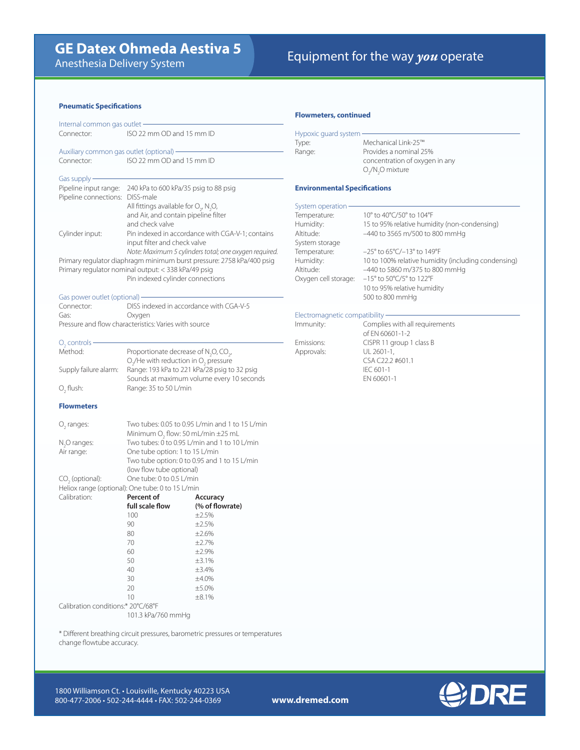# GE Datex Ohmeda Aestiva 5

Anesthesia Delivery System

Equipment for the way *you* operate

### Pneumatic Specifications

**Internal common gas outlet**

Connector: ISO 22 mm OD and 15 mm ID

**Auxiliary common gas outlet (optional)**

Connector: ISO 22 mm OD and 15 mm ID

**Gas supply**

Pipeline input range: 240 kPa to 600 kPa/35 psig to 88 psig

Pipeline connections: DISS-male
All fittings available for $O_2$, $N_2O$, and Air, and contain pipeline filter and check valve

Cylinder input: Pin indexed in accordance with CGA-V-1; contains input filter and check valve
*Note: Maximum 5 cylinders total; one oxygen required.*

Primary regulator diaphragm minimum burst pressure: 2758 kPa/400 psig

Primary regulator nominal output: < 338 kPa/49 psig
Pin indexed cylinder connections

**Gas power outlet (optional)**

Connector: DISS indexed in accordance with CGA-V-5

Gas: Oxygen

Pressure and flow characteristics: Varies with source

**$O_2$ controls**

Method: Proportionate decrease of $N_2O$, $CO_2$, $O_2$/He with reduction in $O_2$ pressure

Supply failure alarm: Range: 193 kPa to 221 kPa/28 psig to 32 psig
Sounds at maximum volume every 10 seconds

$O_2$ flush: Range: 35 to 50 L/min

### Flowmeters

$O_2$ ranges: Two tubes: 0.05 to 0.95 L/min and 1 to 15 L/min
Minimum $O_2$ flow: 50 mL/min ±25 mL

$N_2O$ ranges: Two tubes: 0 to 0.95 L/min and 1 to 10 L/min

Air range: One tube option: 1 to 15 L/min
Two tube option: 0 to 0.95 and 1 to 15 L/min
(low flow tube optional)

$CO_2$ (optional): One tube: 0 to 0.5 L/min

Heliox range (optional): One tube: 0 to 15 L/min

Calibration:

| Percent of full scale flow | Accuracy (% of flowrate) |
|---|---|
| 100 | ±2.5% |
| 90 | ±2.5% |
| 80 | ±2.6% |
| 70 | ±2.7% |
| 60 | ±2.9% |
| 50 | ±3.1% |
| 40 | ±3.4% |
| 30 | ±4.0% |
| 20 | ±5.0% |
| 10 | ±8.1% |

Calibration conditions:* 20°C/68°F
101.3 kPa/760 mmHg

\* Different breathing circuit pressures, barometric pressures or temperatures change flowtube accuracy.

### Flowmeters, continued

**Hypoxic guard system**

Type: Mechanical Link-25™

Range: Provides a nominal 25% concentration of oxygen in any $O_2$/$N_2O$ mixture

### Environmental Specifications

**System operation**

Temperature: 10° to 40°C/50° to 104°F

Humidity: 15 to 95% relative humidity (non-condensing)

Altitude: –440 to 3565 m/500 to 800 mmHg

System storage

Temperature: –25° to 65°C/–13° to 149°F

Humidity: 10 to 100% relative humidity (including condensing)

Altitude: –440 to 5860 m/375 to 800 mmHg

Oxygen cell storage: –15° to 50°C/5° to 122°F
10 to 95% relative humidity
500 to 800 mmHg

**Electromagnetic compatibility**

Immunity: Complies with all requirements of EN 60601-1-2

Emissions: CISPR 11 group 1 class B

Approvals: UL 2601-1,
CSA C22.2 #601.1
IEC 601-1
EN 60601-1

1800 Williamson Ct. • Louisville, Kentucky 40223 USA
800-477-2006 • 502-244-4444 • FAX: 502-244-0369

www.dremed.com

DRE